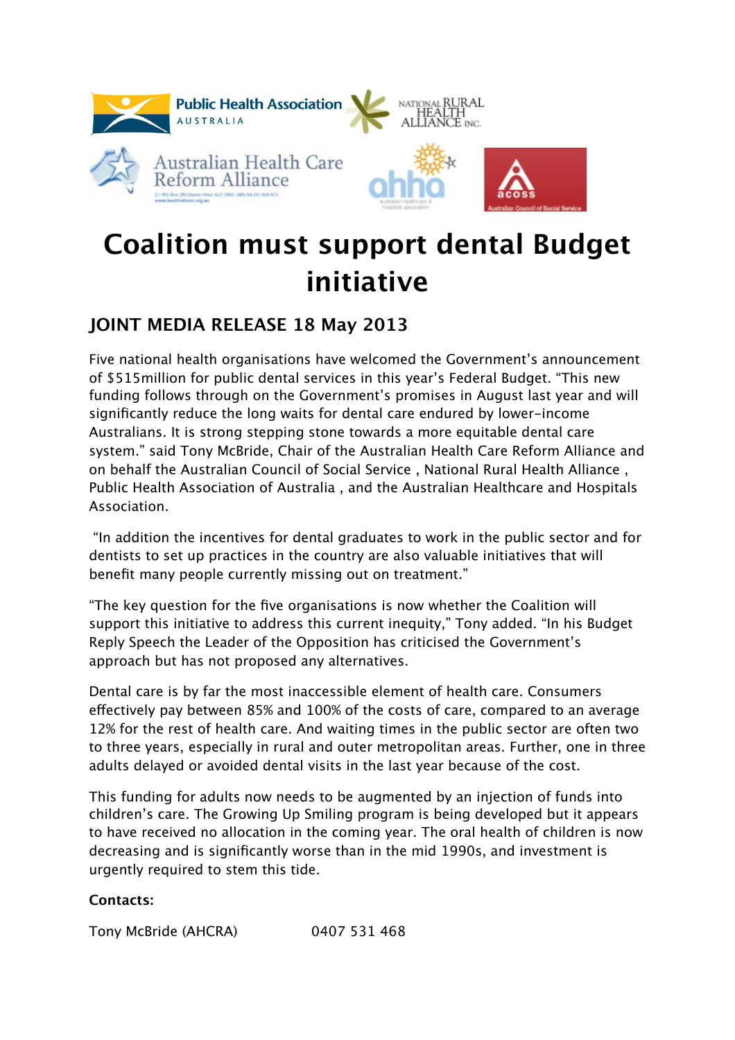# Coalition must support dental Budget initiative

## JOINT MEDIA RELEASE 18 May 2013

Five national health organisations have welcomed the Government's announcement of $515million for public dental services in this year's Federal Budget. "This new funding follows through on the Government's promises in August last year and will significantly reduce the long waits for dental care endured by lower-income Australians. It is strong stepping stone towards a more equitable dental care system." said Tony McBride, Chair of the Australian Health Care Reform Alliance and on behalf the Australian Council of Social Service , National Rural Health Alliance , Public Health Association of Australia , and the Australian Healthcare and Hospitals Association.

"In addition the incentives for dental graduates to work in the public sector and for dentists to set up practices in the country are also valuable initiatives that will benefit many people currently missing out on treatment."

"The key question for the five organisations is now whether the Coalition will support this initiative to address this current inequity," Tony added. "In his Budget Reply Speech the Leader of the Opposition has criticised the Government's approach but has not proposed any alternatives.

Dental care is by far the most inaccessible element of health care. Consumers effectively pay between 85% and 100% of the costs of care, compared to an average 12% for the rest of health care. And waiting times in the public sector are often two to three years, especially in rural and outer metropolitan areas. Further, one in three adults delayed or avoided dental visits in the last year because of the cost.

This funding for adults now needs to be augmented by an injection of funds into children's care. The Growing Up Smiling program is being developed but it appears to have received no allocation in the coming year. The oral health of children is now decreasing and is significantly worse than in the mid 1990s, and investment is urgently required to stem this tide.

**Contacts:**

Tony McBride (AHCRA) 0407 531 468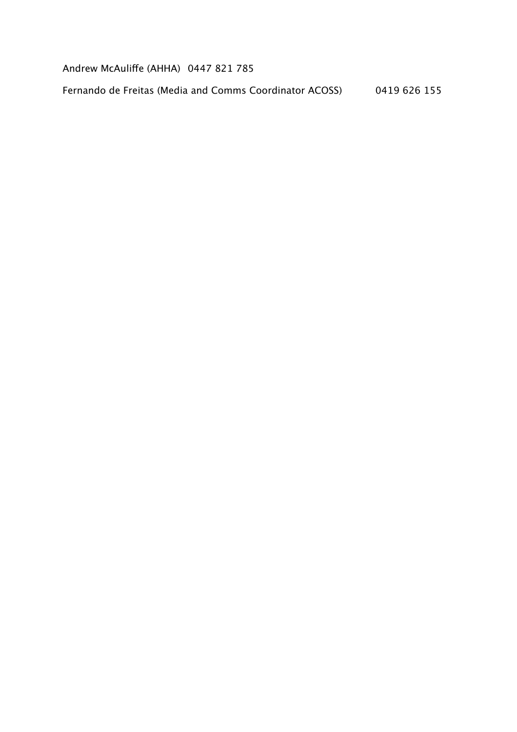Andrew McAuliffe (AHHA) 0447 821 785

Fernando de Freitas (Media and Comms Coordinator ACOSS) 0419 626 155